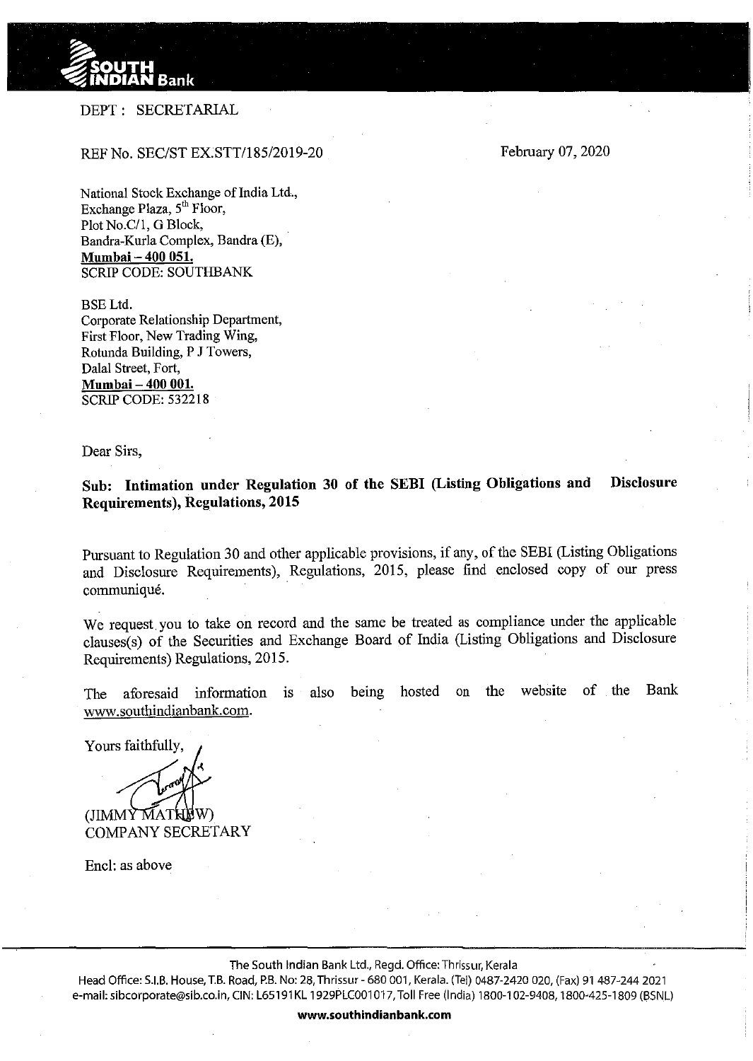DEPT : SECRETARIAL

REF No. SEC/ST EX.STT/185/2019-20

February 07, 2020

National Stock Exchange of India Ltd.,
Exchange Plaza, 5th Floor,
Plot No.C/1, G Block,
Bandra-Kurla Complex, Bandra (E),
**Mumbai – 400 051.**
SCRIP CODE: SOUTHBANK

BSE Ltd.
Corporate Relationship Department,
First Floor, New Trading Wing,
Rotunda Building, P J Towers,
Dalal Street, Fort,
**Mumbai – 400 001.**
SCRIP CODE: 532218

Dear Sirs,

**Sub: Intimation under Regulation 30 of the SEBI (Listing Obligations and Disclosure Requirements), Regulations, 2015**

Pursuant to Regulation 30 and other applicable provisions, if any, of the SEBI (Listing Obligations and Disclosure Requirements), Regulations, 2015, please find enclosed copy of our press communiqué.

We request you to take on record and the same be treated as compliance under the applicable clauses(s) of the Securities and Exchange Board of India (Listing Obligations and Disclosure Requirements) Regulations, 2015.

The aforesaid information is also being hosted on the website of the Bank www.southindianbank.com.

Yours faithfully,

(JIMMY MATHEW)
COMPANY SECRETARY

Encl: as above

The South Indian Bank Ltd., Regd. Office: Thrissur, Kerala
Head Office: S.I.B. House, T.B. Road, P.B. No: 28, Thrissur - 680 001, Kerala. (Tel) 0487-2420 020, (Fax) 91 487-244 2021
e-mail: sibcorporate@sib.co.in, CIN: L65191KL1929PLC001017, Toll Free (India) 1800-102-9408, 1800-425-1809 (BSNL)

**www.southindianbank.com**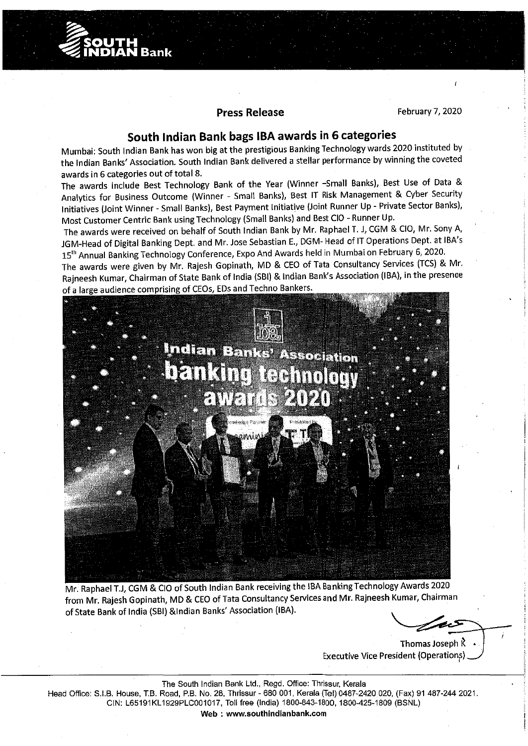**Press Release** February 7, 2020

## South Indian Bank bags IBA awards in 6 categories

Mumbai: South Indian Bank has won big at the prestigious Banking Technology wards 2020 instituted by the Indian Banks' Association. South Indian Bank delivered a stellar performance by winning the coveted awards in 6 categories out of total 8.

The awards include Best Technology Bank of the Year (Winner –Small Banks), Best Use of Data & Analytics for Business Outcome (Winner - Small Banks), Best IT Risk Management & Cyber Security Initiatives (Joint Winner - Small Banks), Best Payment Initiative (Joint Runner Up - Private Sector Banks), Most Customer Centric Bank using Technology (Small Banks) and Best CIO - Runner Up.

The awards were received on behalf of South Indian Bank by Mr. Raphael T. J, CGM & CIO, Mr. Sony A, JGM-Head of Digital Banking Dept. and Mr. Jose Sebastian E., DGM- Head of IT Operations Dept. at IBA's 15th Annual Banking Technology Conference, Expo And Awards held in Mumbai on February 6, 2020.

The awards were given by Mr. Rajesh Gopinath, MD & CEO of Tata Consultancy Services (TCS) & Mr. Rajneesh Kumar, Chairman of State Bank of India (SBI) & Indian Bank's Association (IBA), in the presence of a large audience comprising of CEOs, EDs and Techno Bankers.

Mr. Raphael T.J, CGM & CIO of South Indian Bank receiving the IBA Banking Technology Awards 2020 from Mr. Rajesh Gopinath, MD & CEO of Tata Consultancy Services and Mr. Rajneesh Kumar, Chairman of State Bank of India (SBI) &Indian Banks' Association (IBA).

Thomas Joseph K
Executive Vice President (Operations)

The South Indian Bank Ltd., Regd. Office: Thrissur, Kerala
Head Office: S.I.B. House, T.B. Road, P.B. No. 28, Thrissur - 680 001, Kerala (Tel) 0487-2420 020, (Fax) 91 487-244 2021.
CIN: L65191KL1929PLC001017, Toll free (India) 1800-843-1800, 1800-425-1809 (BSNL)
Web : www.southindianbank.com